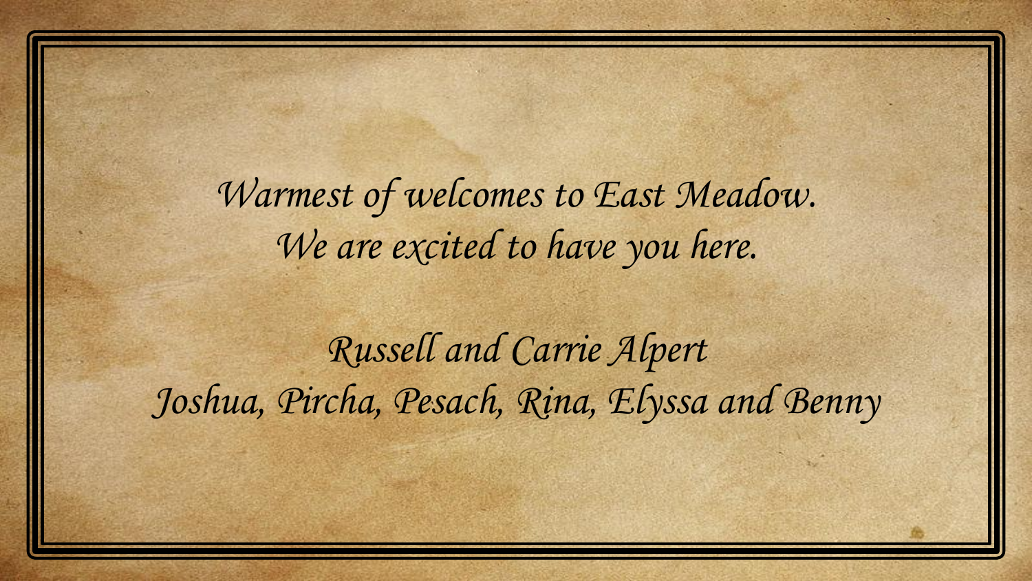*Warmest of welcomes to East Meadow.*
*We are excited to have you here.*

*Russell and Carrie Alpert*
*Joshua, Pircha, Pesach, Rina, Elyssa and Benny*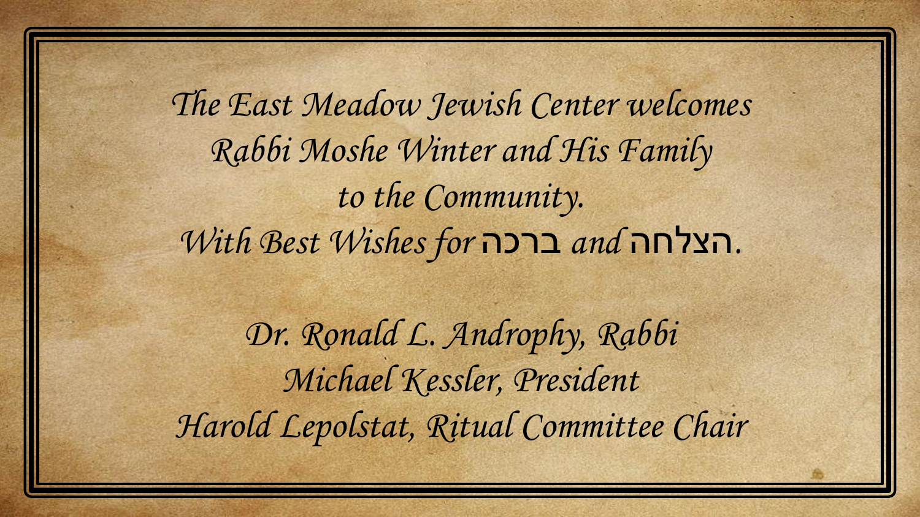*The East Meadow Jewish Center welcomes*
*Rabbi Moshe Winter and His Family*
*to the Community.*
*With Best Wishes for* ברכה *and* הצלחה.

*Dr. Ronald L. Androphy, Rabbi*
*Michael Kessler, President*
*Harold Lepolstat, Ritual Committee Chair*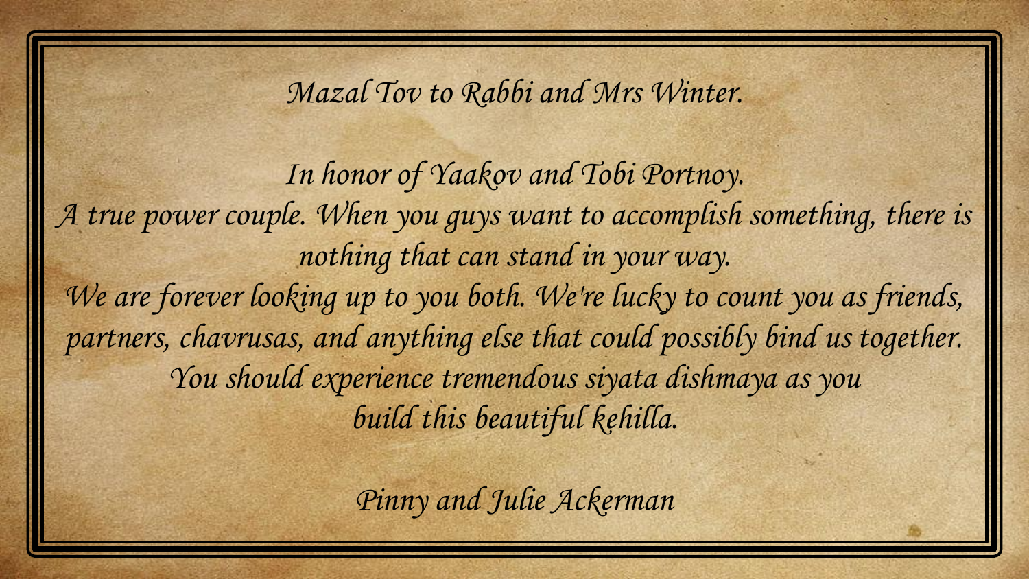*Mazal Tov to Rabbi and Mrs Winter.*

*In honor of Yaakov and Tobi Portnoy.*
*A true power couple. When you guys want to accomplish something, there is nothing that can stand in your way.*
*We are forever looking up to you both. We're lucky to count you as friends, partners, chavrusas, and anything else that could possibly bind us together.*
*You should experience tremendous siyata dishmaya as you build this beautiful kehilla.*

*Pinny and Julie Ackerman*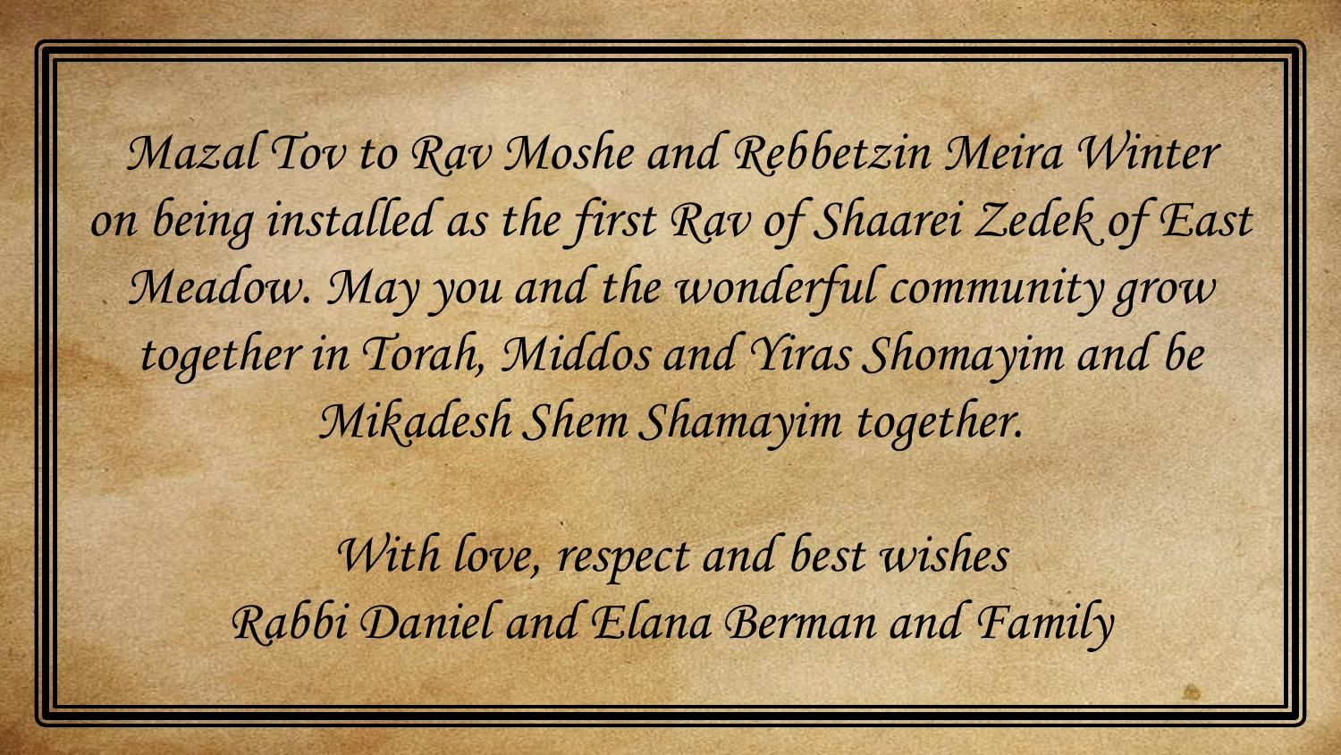*Mazal Tov to Rav Moshe and Rebbetzin Meira Winter on being installed as the first Rav of Shaarei Zedek of East Meadow. May you and the wonderful community grow together in Torah, Middos and Yiras Shomayim and be Mikadesh Shem Shamayim together.*

*With love, respect and best wishes*
*Rabbi Daniel and Elana Berman and Family*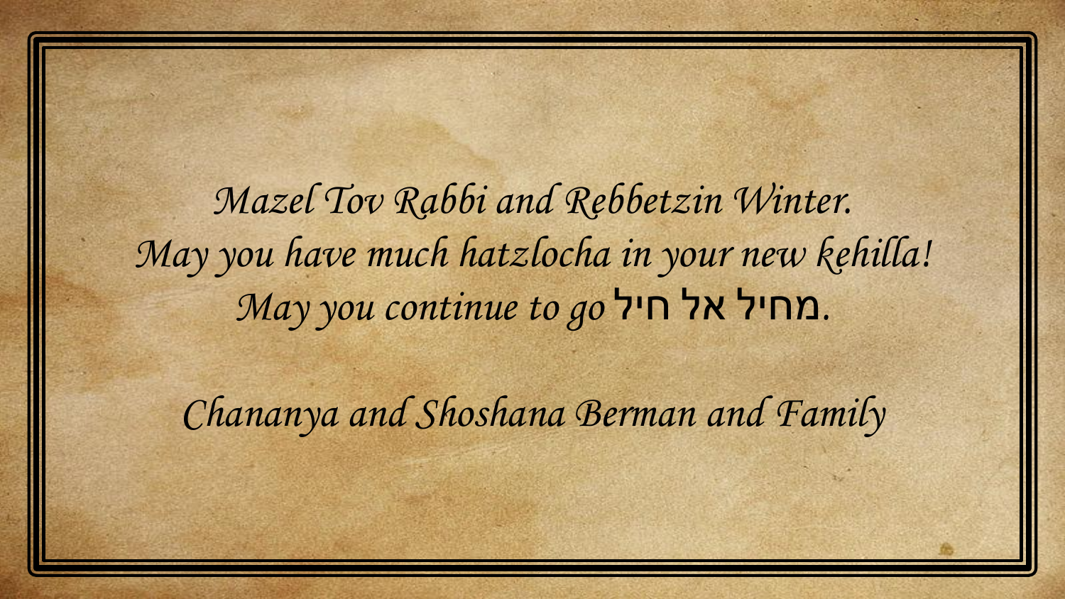*Mazel Tov Rabbi and Rebbetzin Winter.*
*May you have much hatzlocha in your new kehilla!*
*May you continue to go* מחיל אל חיל.

*Chananya and Shoshana Berman and Family*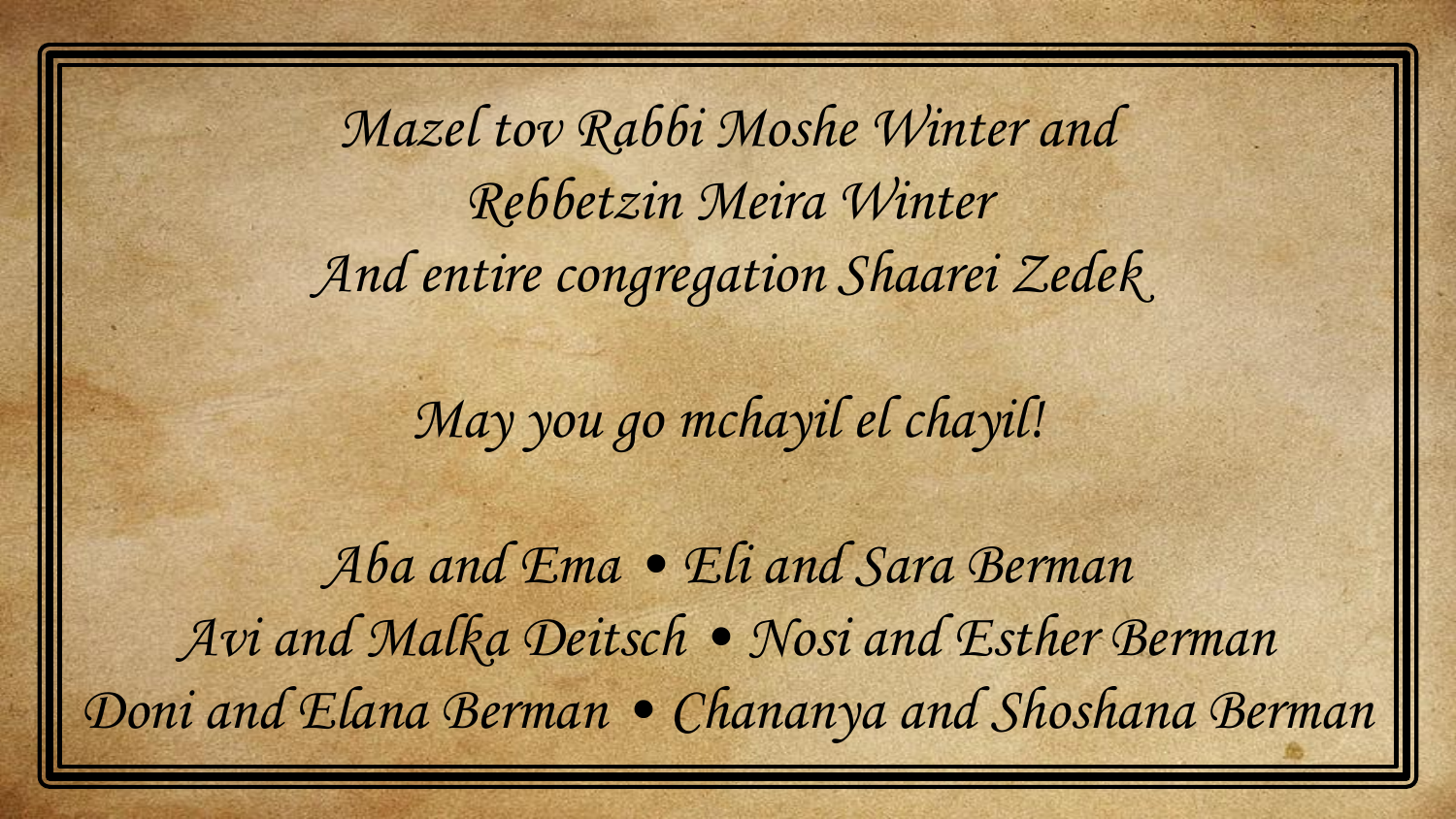*Mazel tov Rabbi Moshe Winter and*
*Rebbetzin Meira Winter*
*And entire congregation Shaarei Zedek*

*May you go mchayil el chayil!*

*Aba and Ema • Eli and Sara Berman*
*Avi and Malka Deitsch • Nosi and Esther Berman*
*Doni and Elana Berman • Chananya and Shoshana Berman*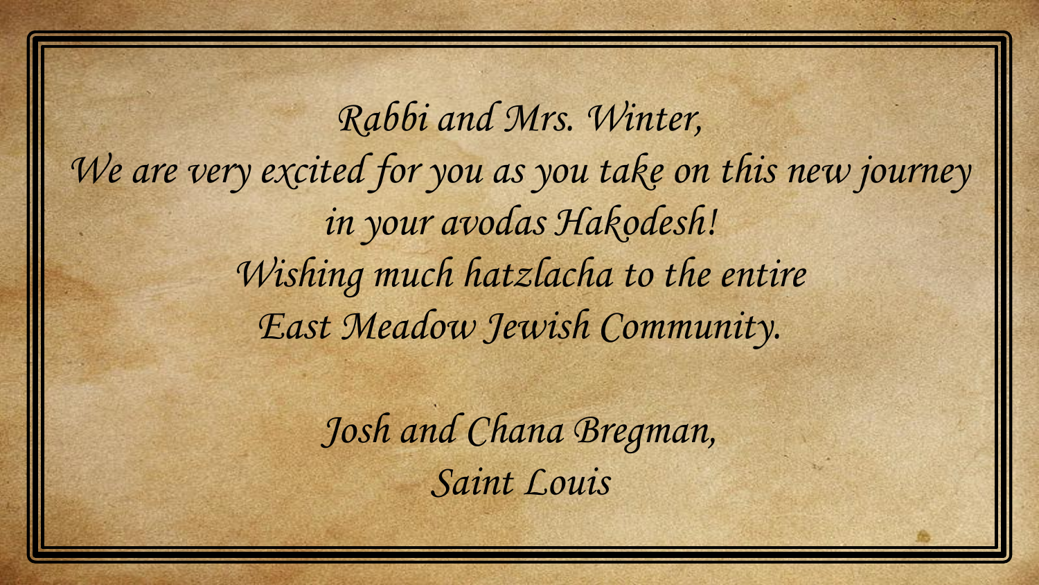*Rabbi and Mrs. Winter,*
*We are very excited for you as you take on this new journey in your avodas Hakodesh!*
*Wishing much hatzlacha to the entire East Meadow Jewish Community.*

*Josh and Chana Bregman,*
*Saint Louis*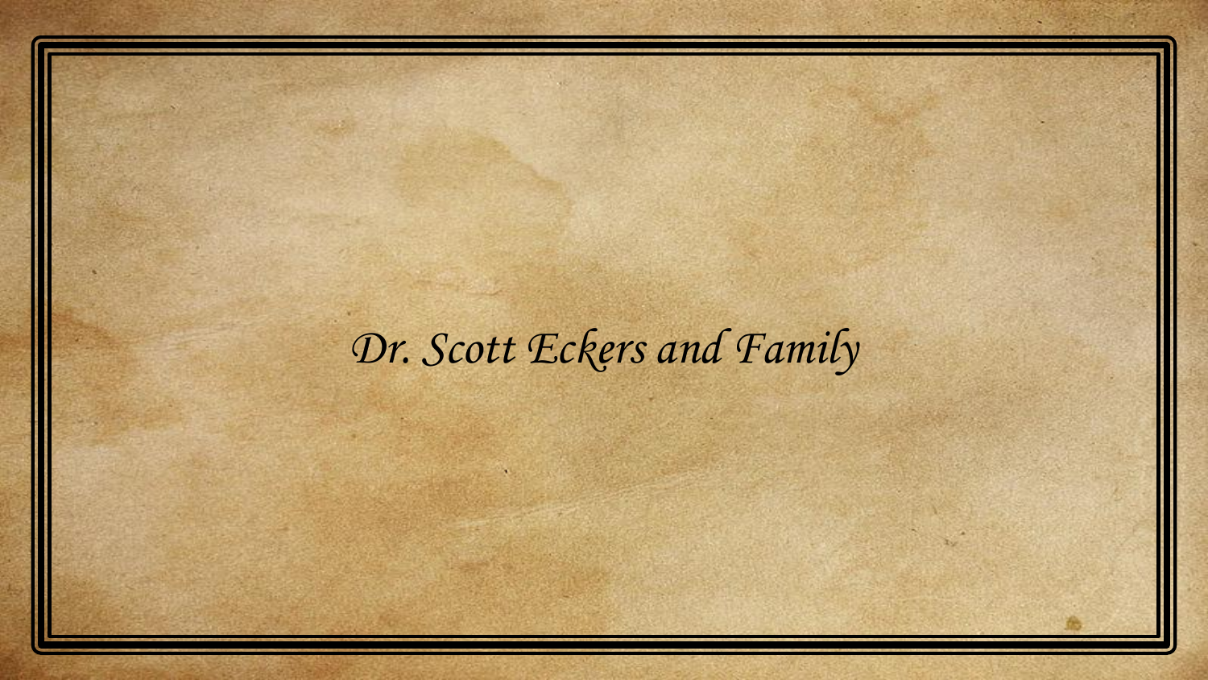*Dr. Scott Eckers and Family*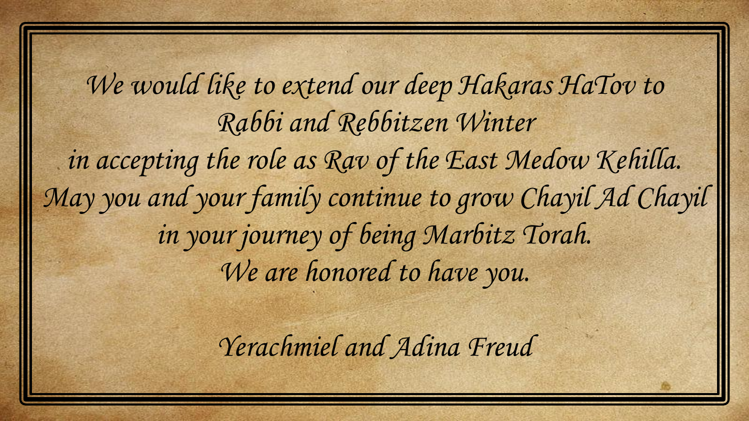*We would like to extend our deep Hakaras HaTov to*
*Rabbi and Rebbitzen Winter*
*in accepting the role as Rav of the East Medow Kehilla.*
*May you and your family continue to grow Chayil Ad Chayil*
*in your journey of being Marbitz Torah.*
*We are honored to have you.*

*Yerachmiel and Adina Freud*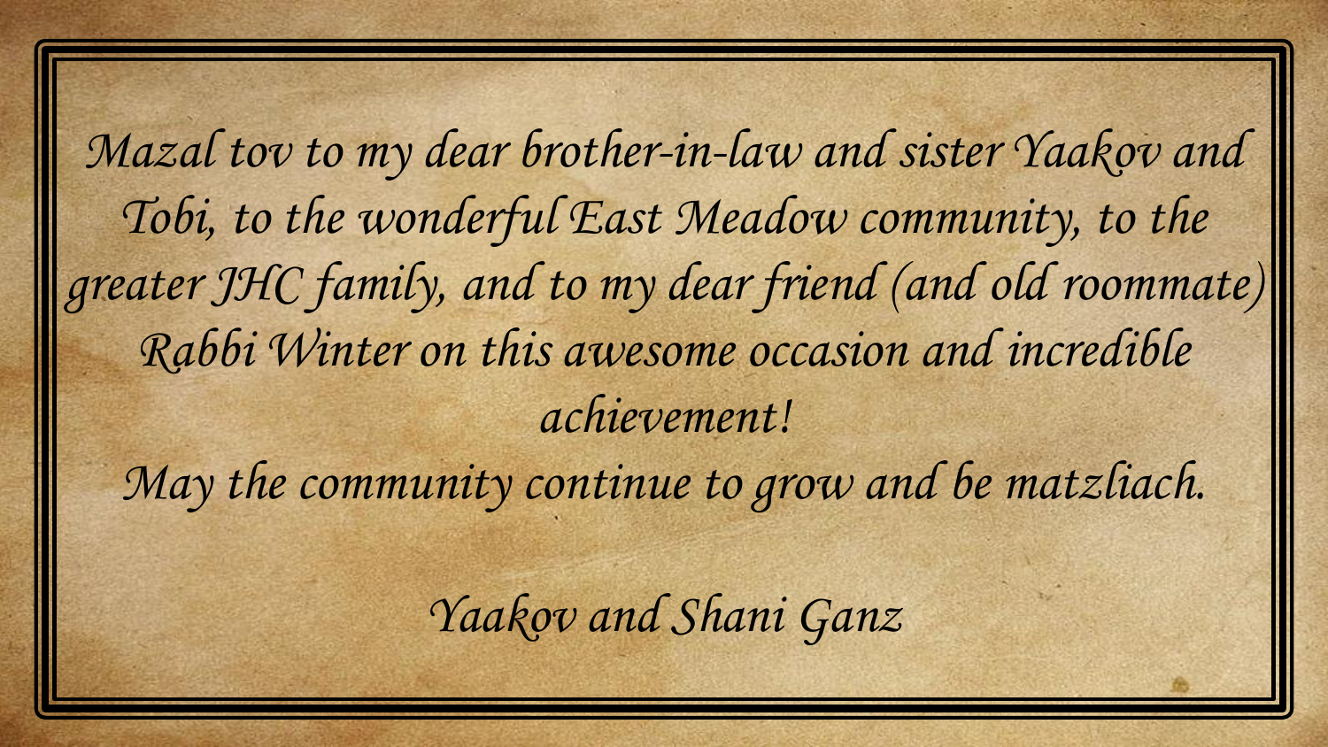*Mazal tov to my dear brother-in-law and sister Yaakov and Tobi, to the wonderful East Meadow community, to the greater JHC family, and to my dear friend (and old roommate) Rabbi Winter on this awesome occasion and incredible achievement!*

*May the community continue to grow and be matzliach.*

*Yaakov and Shani Ganz*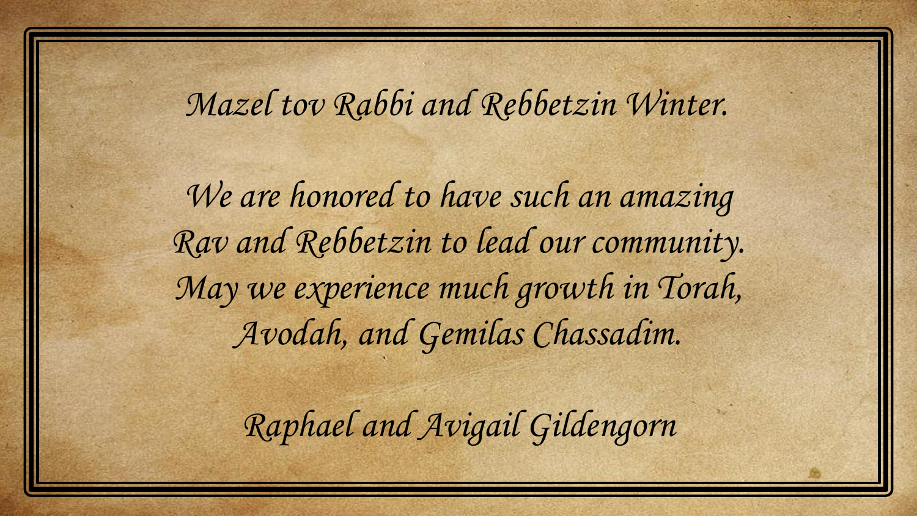*Mazel tov Rabbi and Rebbetzin Winter.*

*We are honored to have such an amazing Rav and Rebbetzin to lead our community. May we experience much growth in Torah, Avodah, and Gemilas Chassadim.*

*Raphael and Avigail Gildengorn*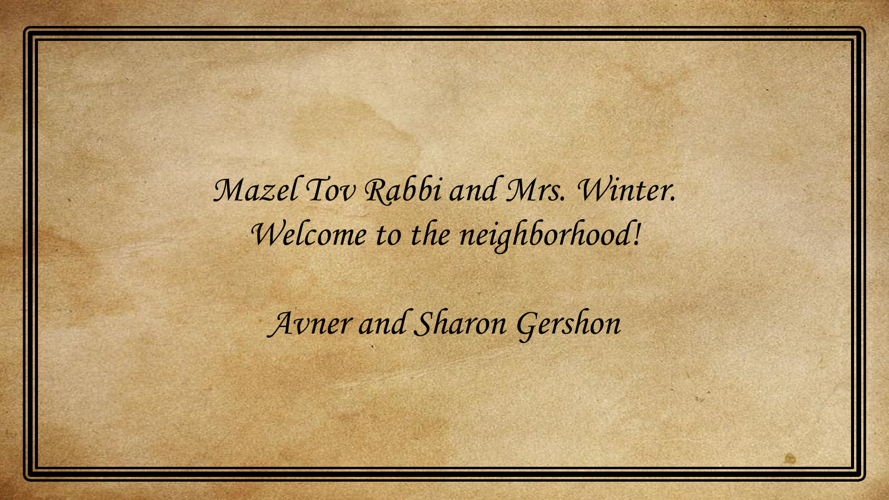*Mazel Tov Rabbi and Mrs. Winter.*
*Welcome to the neighborhood!*

*Avner and Sharon Gershon*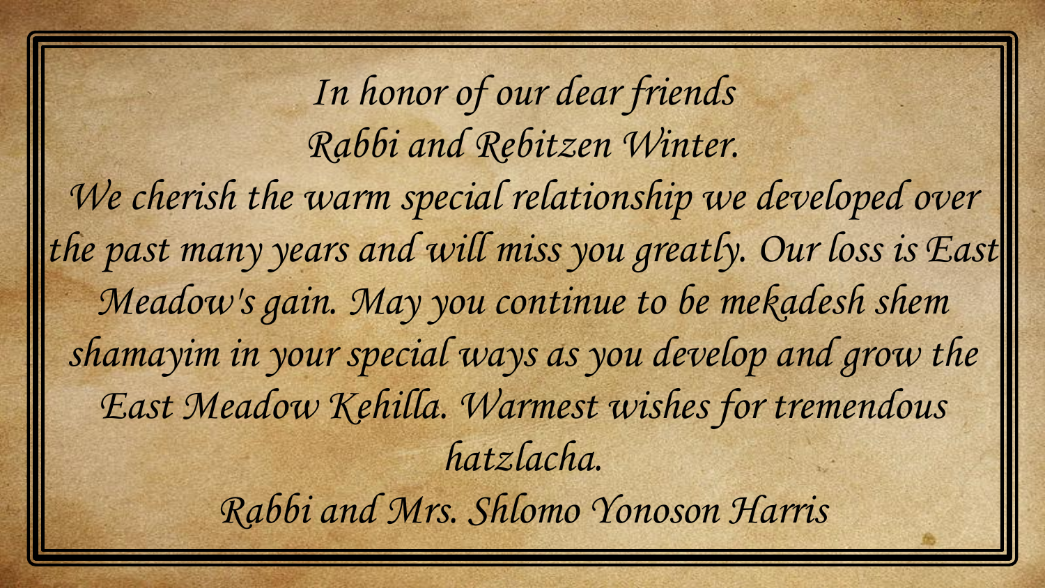*In honor of our dear friends*
*Rabbi and Rebitzen Winter.*
*We cherish the warm special relationship we developed over the past many years and will miss you greatly. Our loss is East Meadow's gain. May you continue to be mekadesh shem shamayim in your special ways as you develop and grow the East Meadow Kehilla. Warmest wishes for tremendous hatzlacha.*
*Rabbi and Mrs. Shlomo Yonoson Harris*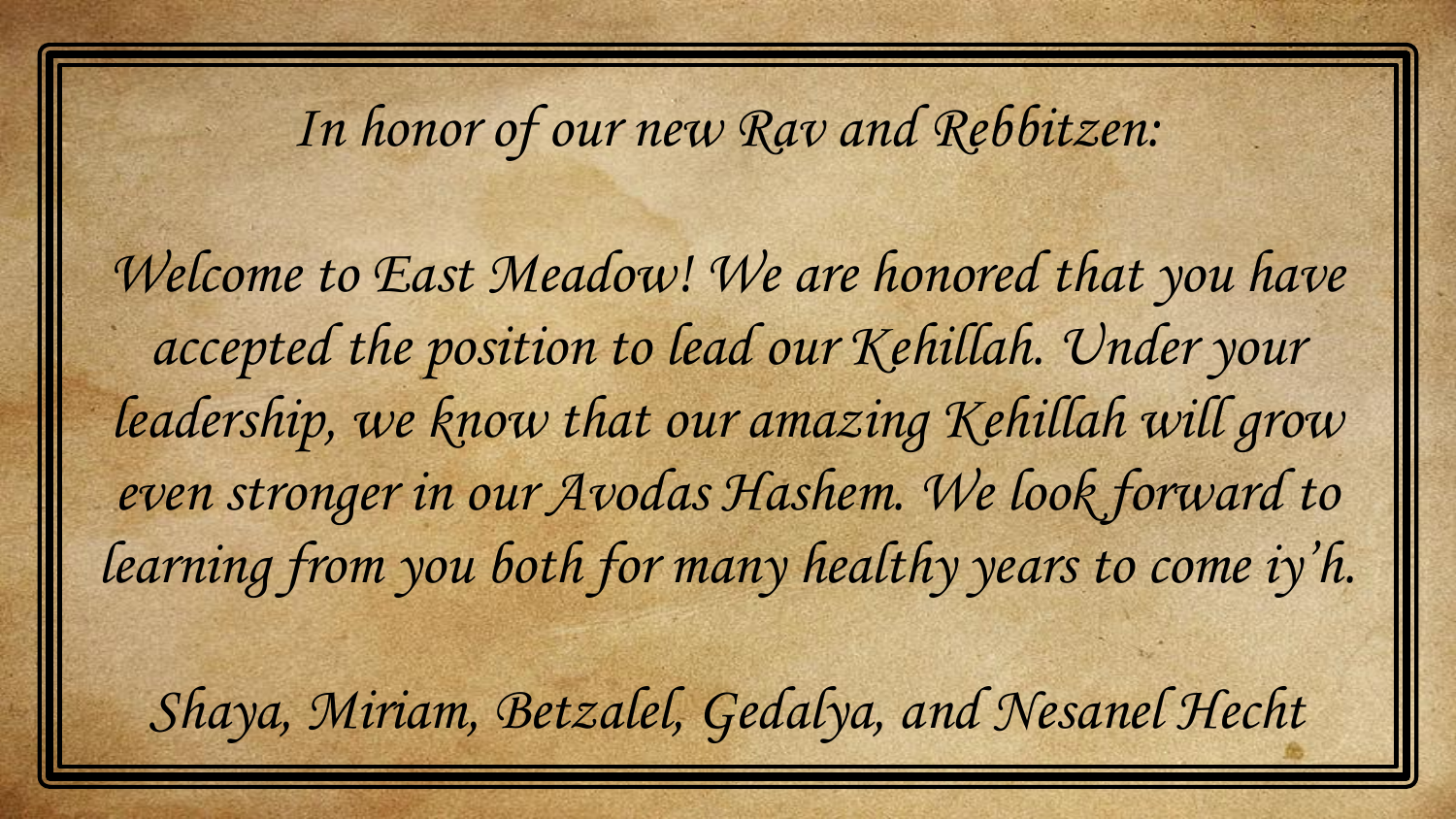*In honor of our new Rav and Rebbitzen:*

*Welcome to East Meadow! We are honored that you have accepted the position to lead our Kehillah. Under your leadership, we know that our amazing Kehillah will grow even stronger in our Avodas Hashem. We look forward to learning from you both for many healthy years to come iy'h.*

*Shaya, Miriam, Betzalel, Gedalya, and Nesanel Hecht*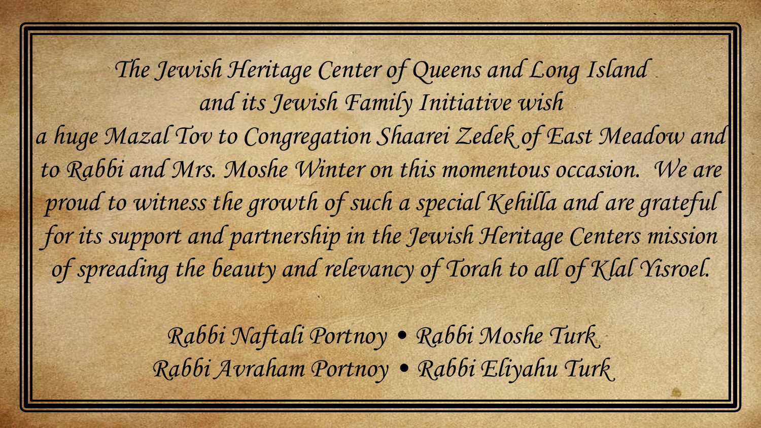*The Jewish Heritage Center of Queens and Long Island and its Jewish Family Initiative wish a huge Mazal Tov to Congregation Shaarei Zedek of East Meadow and to Rabbi and Mrs. Moshe Winter on this momentous occasion. We are proud to witness the growth of such a special Kehilla and are grateful for its support and partnership in the Jewish Heritage Centers mission of spreading the beauty and relevancy of Torah to all of Klal Yisroel.*

*Rabbi Naftali Portnoy • Rabbi Moshe Turk*
*Rabbi Avraham Portnoy • Rabbi Eliyahu Turk*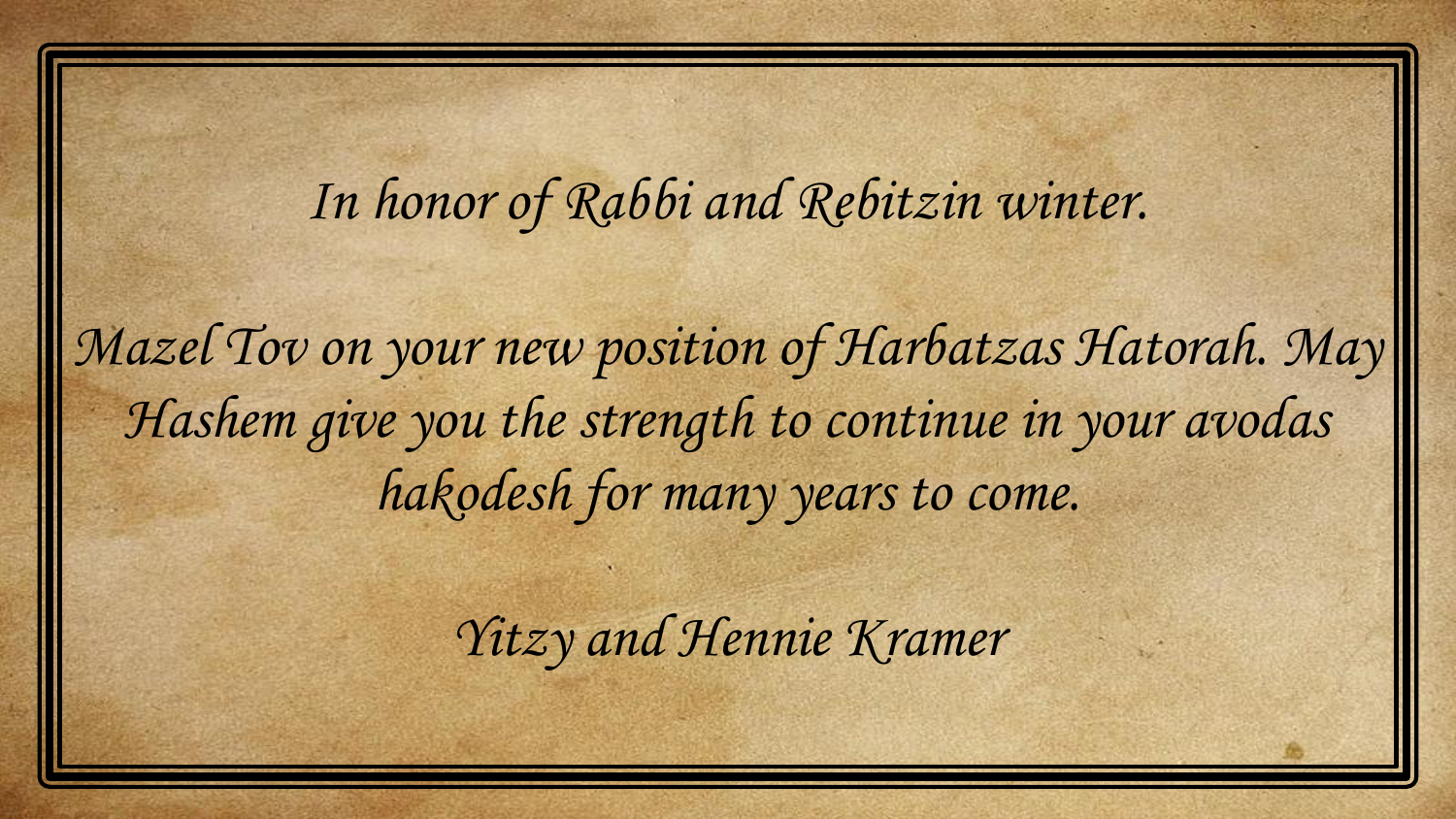*In honor of Rabbi and Rebitzin winter.*

*Mazel Tov on your new position of Harbatzas Hatorah. May Hashem give you the strength to continue in your avodas hakodesh for many years to come.*

*Yitzy and Hennie Kramer*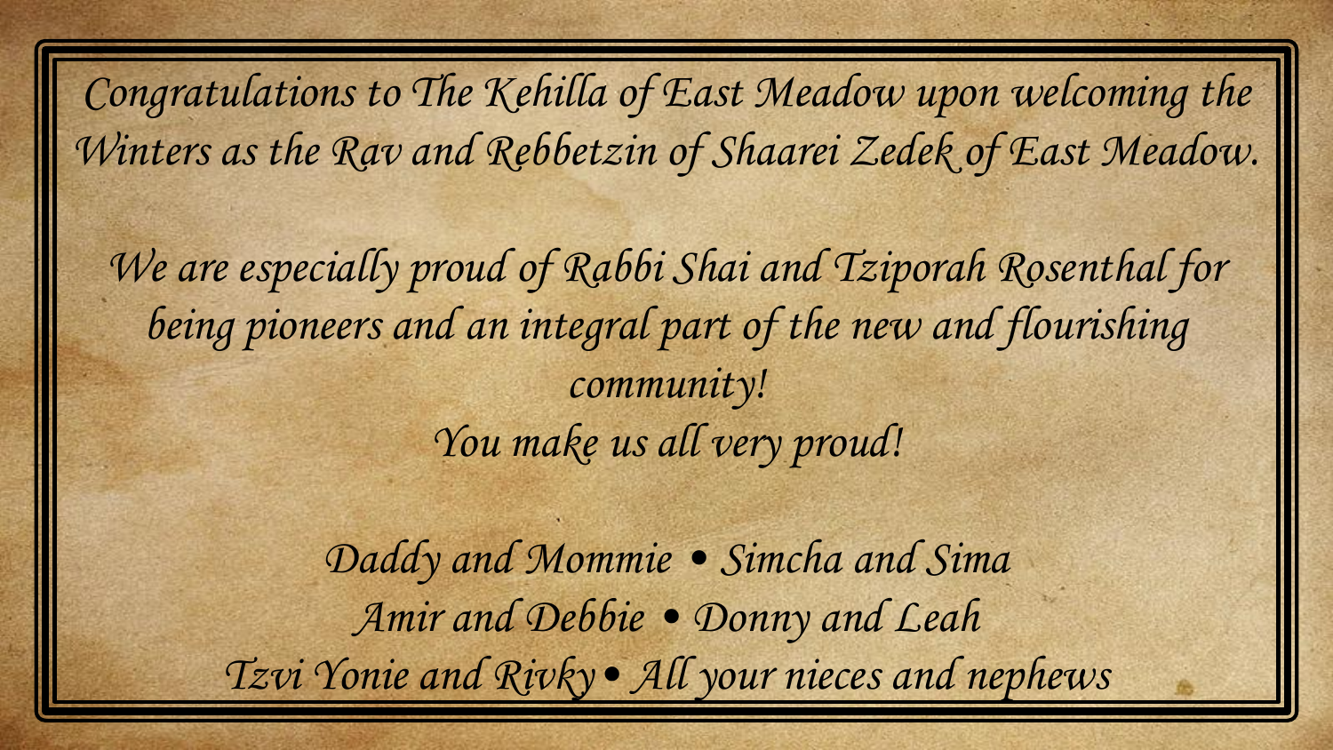*Congratulations to The Kehilla of East Meadow upon welcoming the Winters as the Rav and Rebbetzin of Shaarei Zedek of East Meadow.*

*We are especially proud of Rabbi Shai and Tziporah Rosenthal for being pioneers and an integral part of the new and flourishing community!*

*You make us all very proud!*

*Daddy and Mommie • Simcha and Sima*
*Amir and Debbie • Donny and Leah*
*Tzvi Yonie and Rivky • All your nieces and nephews*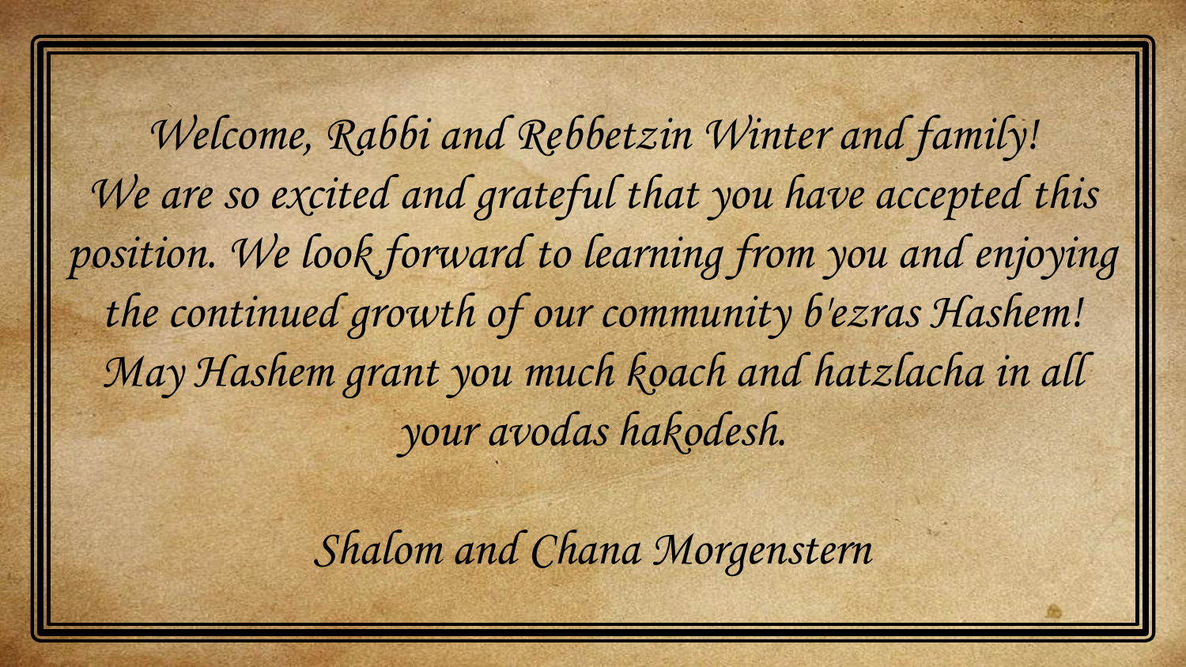*Welcome, Rabbi and Rebbetzin Winter and family!*
*We are so excited and grateful that you have accepted this position. We look forward to learning from you and enjoying the continued growth of our community b'ezras Hashem!*
*May Hashem grant you much koach and hatzlacha in all your avodas hakodesh.*

*Shalom and Chana Morgenstern*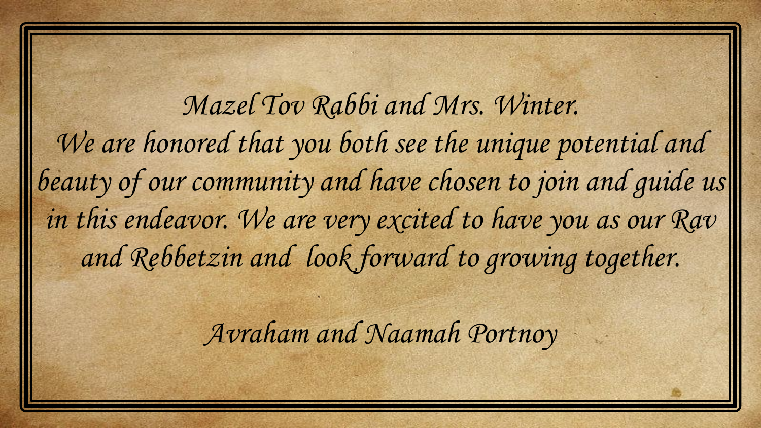*Mazel Tov Rabbi and Mrs. Winter.*
*We are honored that you both see the unique potential and beauty of our community and have chosen to join and guide us in this endeavor. We are very excited to have you as our Rav and Rebbetzin and look forward to growing together.*

*Avraham and Naamah Portnoy*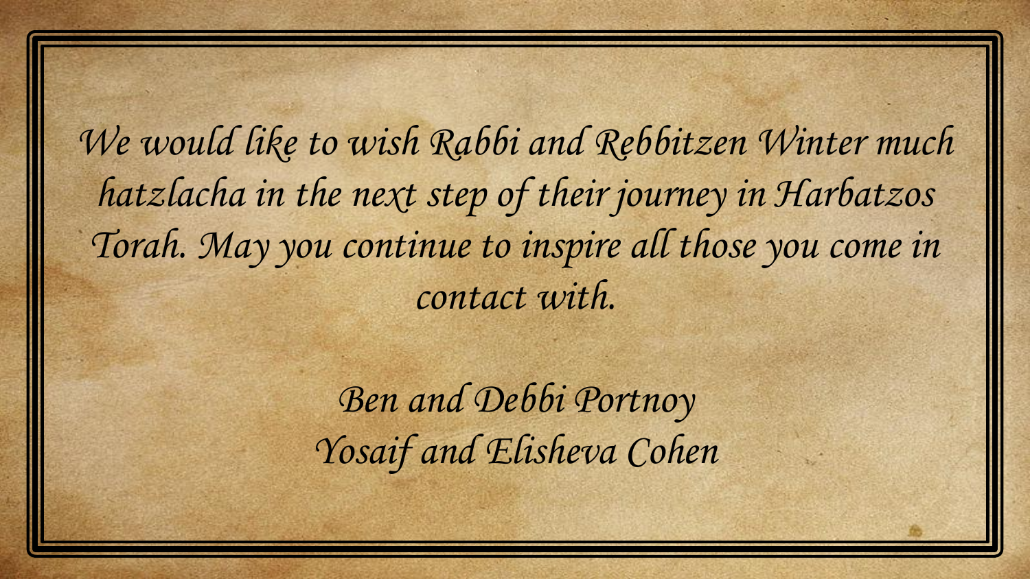*We would like to wish Rabbi and Rebbitzen Winter much hatzlacha in the next step of their journey in Harbatzos Torah. May you continue to inspire all those you come in contact with.*

*Ben and Debbi Portnoy*
*Yosaif and Elisheva Cohen*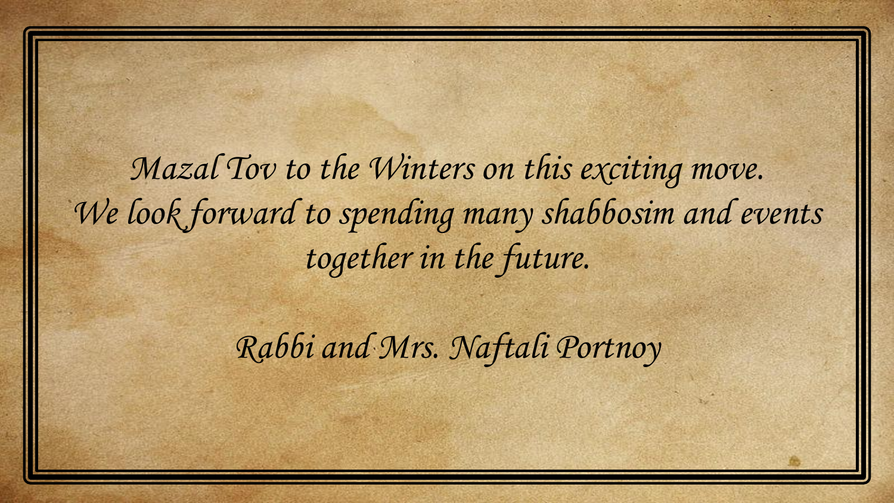*Mazal Tov to the Winters on this exciting move.*
*We look forward to spending many shabbosim and events together in the future.*

*Rabbi and Mrs. Naftali Portnoy*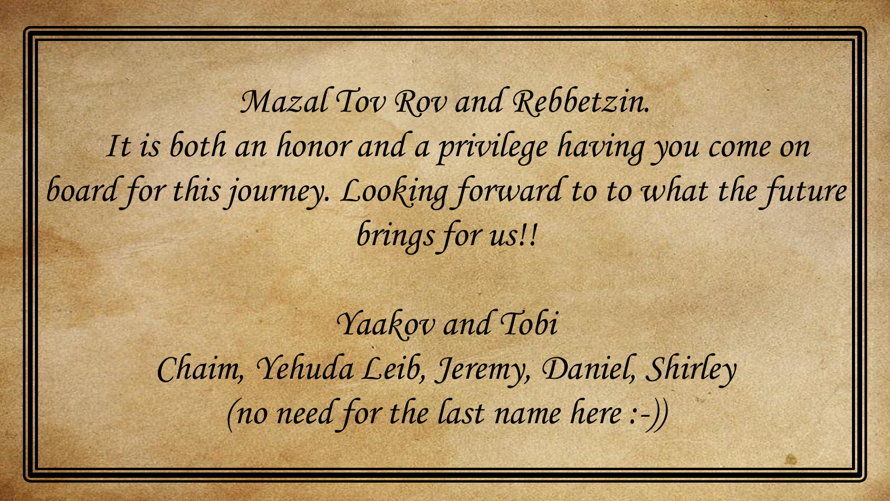*Mazal Tov Rov and Rebbetzin.*

*It is both an honor and a privilege having you come on board for this journey. Looking forward to to what the future brings for us!!*

*Yaakov and Tobi*

*Chaim, Yehuda Leib, Jeremy, Daniel, Shirley*

*(no need for the last name here :-))*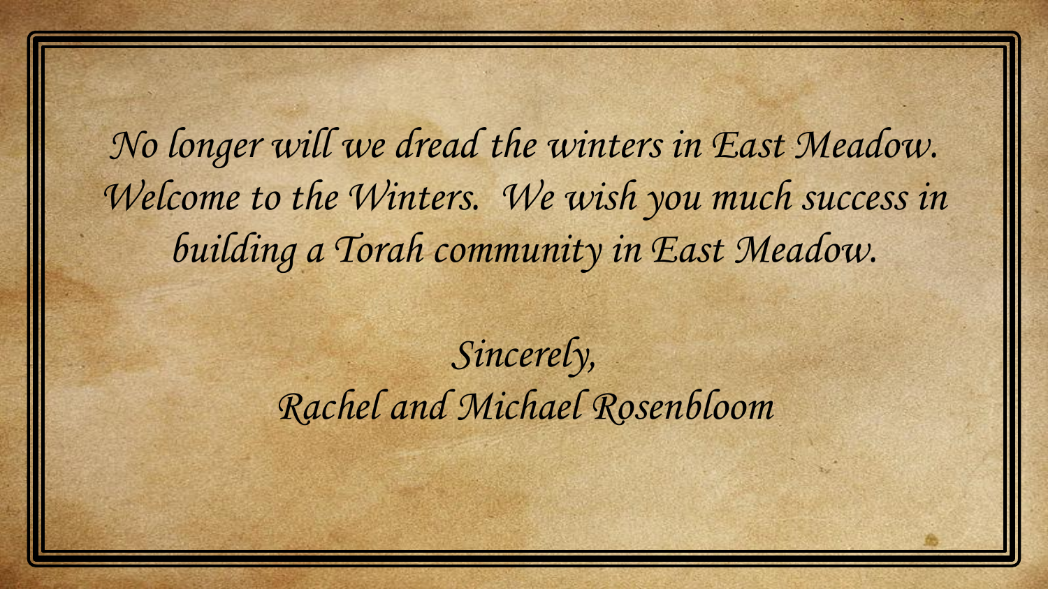*No longer will we dread the winters in East Meadow. Welcome to the Winters. We wish you much success in building a Torah community in East Meadow.*

*Sincerely,*
*Rachel and Michael Rosenbloom*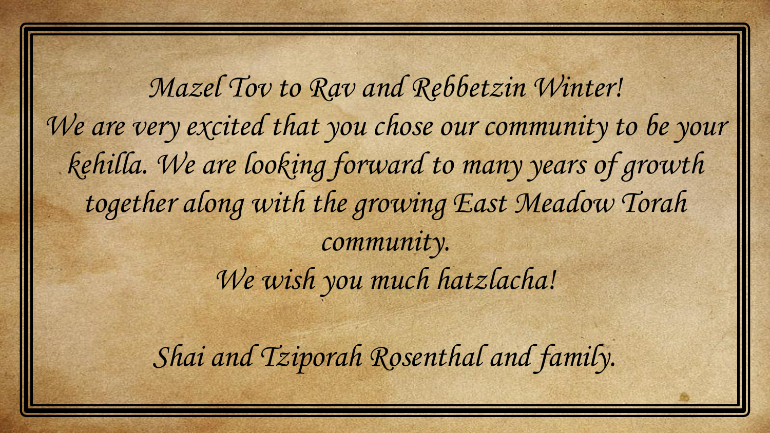*Mazel Tov to Rav and Rebbetzin Winter!*
*We are very excited that you chose our community to be your kehilla. We are looking forward to many years of growth together along with the growing East Meadow Torah community.*
*We wish you much hatzlacha!*

*Shai and Tziporah Rosenthal and family.*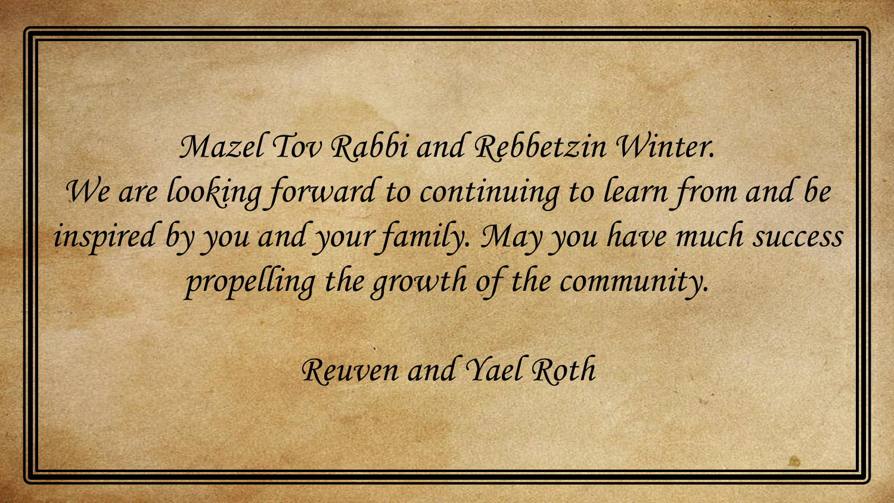*Mazel Tov Rabbi and Rebbetzin Winter.*
*We are looking forward to continuing to learn from and be inspired by you and your family. May you have much success propelling the growth of the community.*

*Reuven and Yael Roth*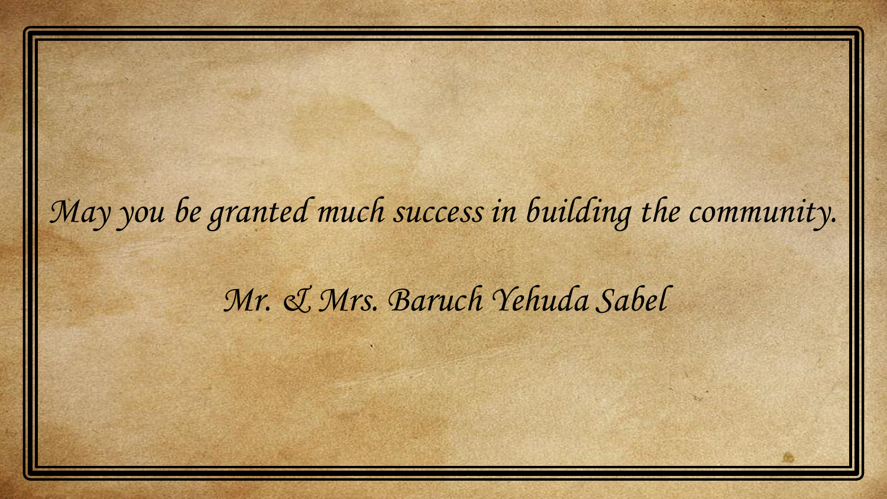*May you be granted much success in building the community.*

*Mr. & Mrs. Baruch Yehuda Sabel*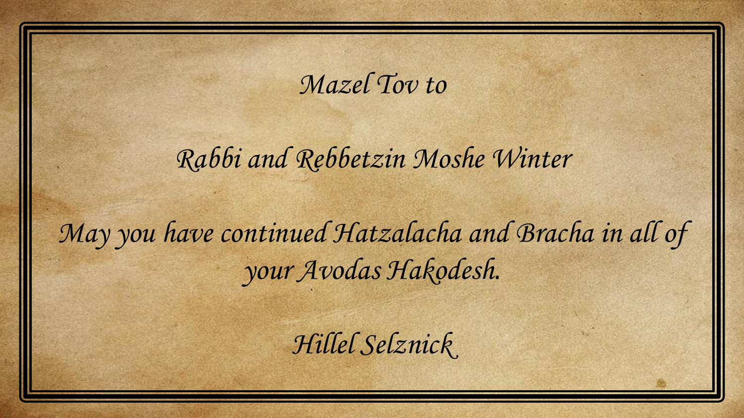*Mazel Tov to*

*Rabbi and Rebbetzin Moshe Winter*

*May you have continued Hatzalacha and Bracha in all of your Avodas Hakodesh.*

*Hillel Selznick*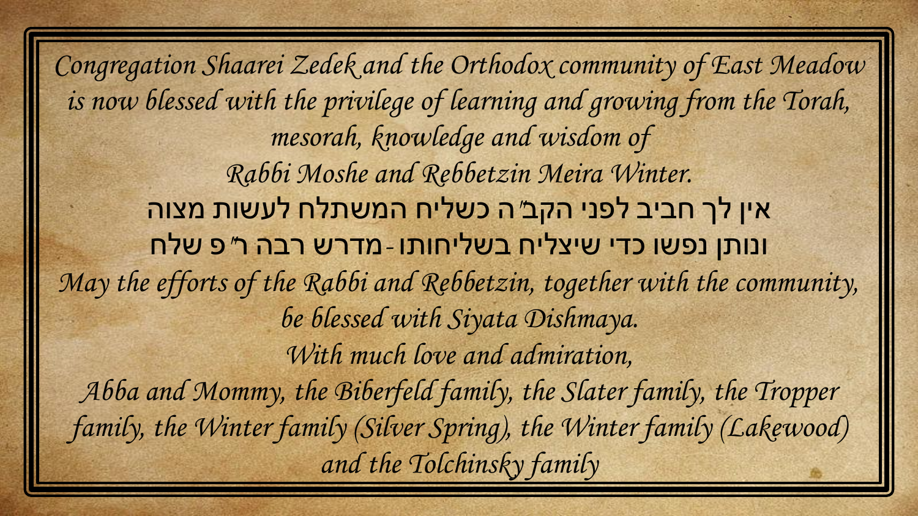*Congregation Shaarei Zedek and the Orthodox community of East Meadow is now blessed with the privilege of learning and growing from the Torah, mesorah, knowledge and wisdom of*
*Rabbi Moshe and Rebbetzin Meira Winter.*

אין לך חביב לפני הקב״ה כשליח המשתלח לעשות מצוה
ונותן נפשו כדי שיצליח בשליחותו - מדרש רבה ר״פ שלח

*May the efforts of the Rabbi and Rebbetzin, together with the community, be blessed with Siyata Dishmaya.*

*With much love and admiration,*

*Abba and Mommy, the Biberfeld family, the Slater family, the Tropper family, the Winter family (Silver Spring), the Winter family (Lakewood) and the Tolchinsky family*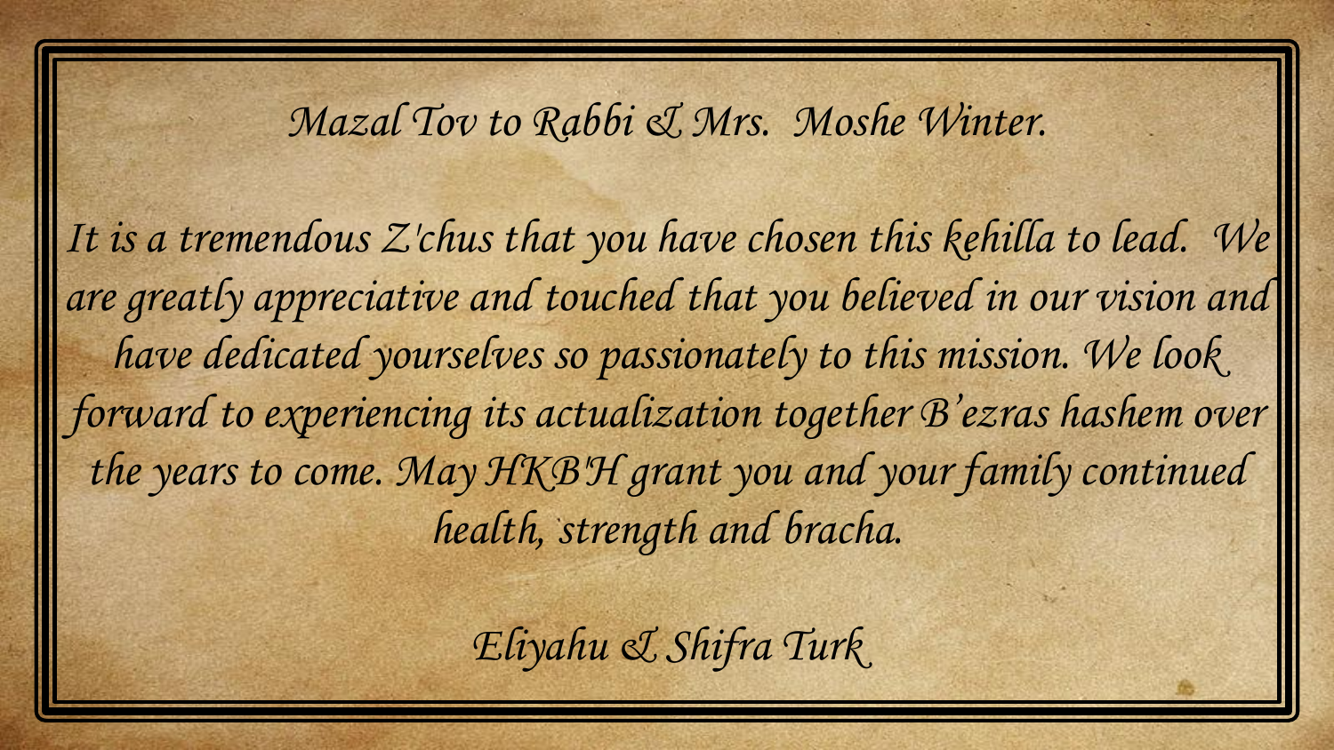*Mazal Tov to Rabbi & Mrs. Moshe Winter.*

*It is a tremendous Z'chus that you have chosen this kehilla to lead. We are greatly appreciative and touched that you believed in our vision and have dedicated yourselves so passionately to this mission. We look forward to experiencing its actualization together B'ezras hashem over the years to come. May HKB'H grant you and your family continued health, strength and bracha.*

*Eliyahu & Shifra Turk*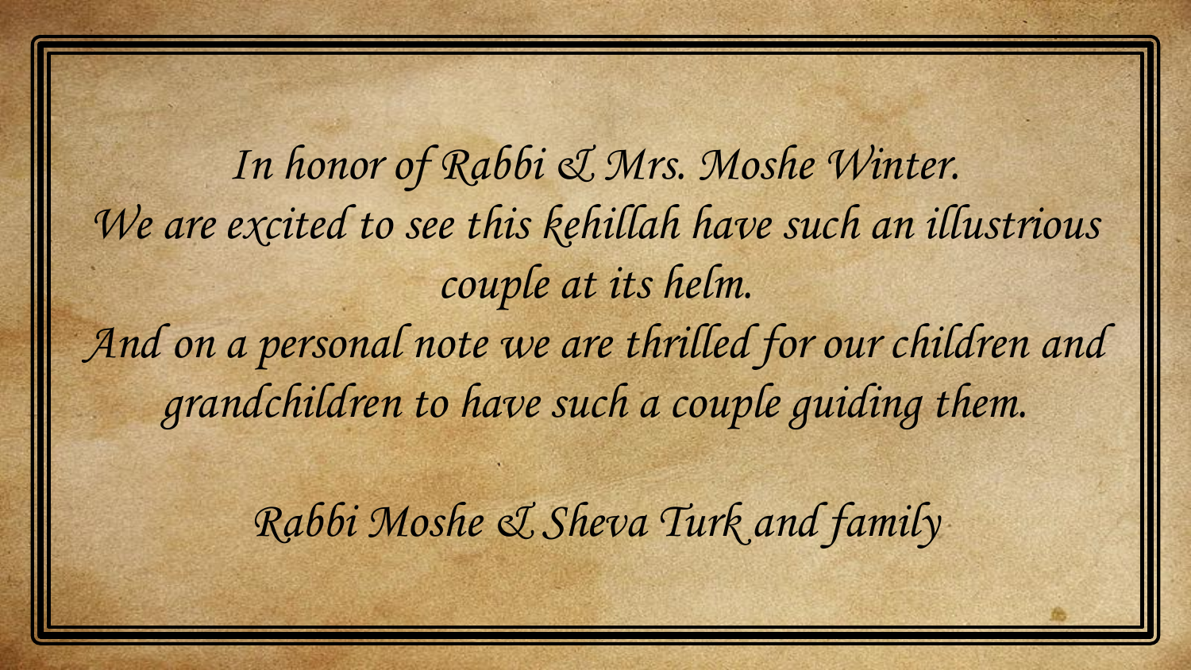*In honor of Rabbi & Mrs. Moshe Winter.*
*We are excited to see this kehillah have such an illustrious couple at its helm.*
*And on a personal note we are thrilled for our children and grandchildren to have such a couple guiding them.*

*Rabbi Moshe & Sheva Turk and family*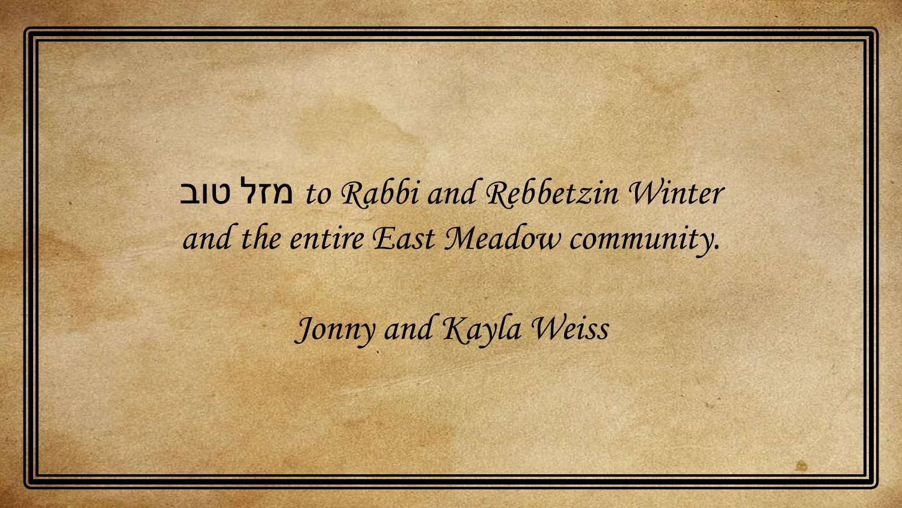*מזל טוב to Rabbi and Rebbetzin Winter and the entire East Meadow community.*

*Jonny and Kayla Weiss*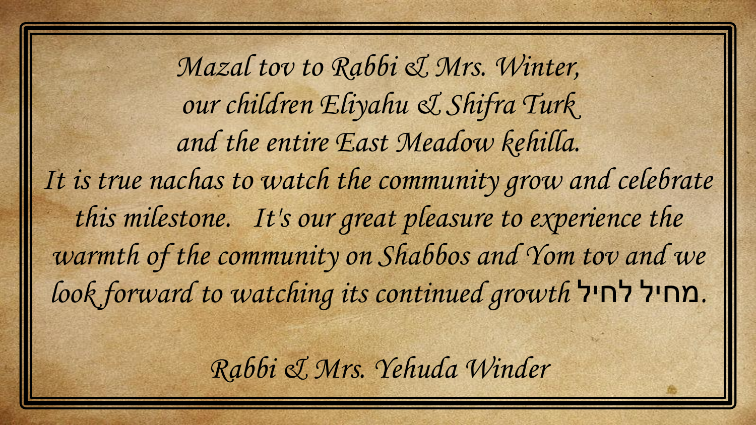*Mazal tov to Rabbi & Mrs. Winter,*
*our children Eliyahu & Shifra Turk*
*and the entire East Meadow kehilla.*
*It is true nachas to watch the community grow and celebrate this milestone. It's our great pleasure to experience the warmth of the community on Shabbos and Yom tov and we look forward to watching its continued growth* מחיל לחיל.

*Rabbi & Mrs. Yehuda Winder*